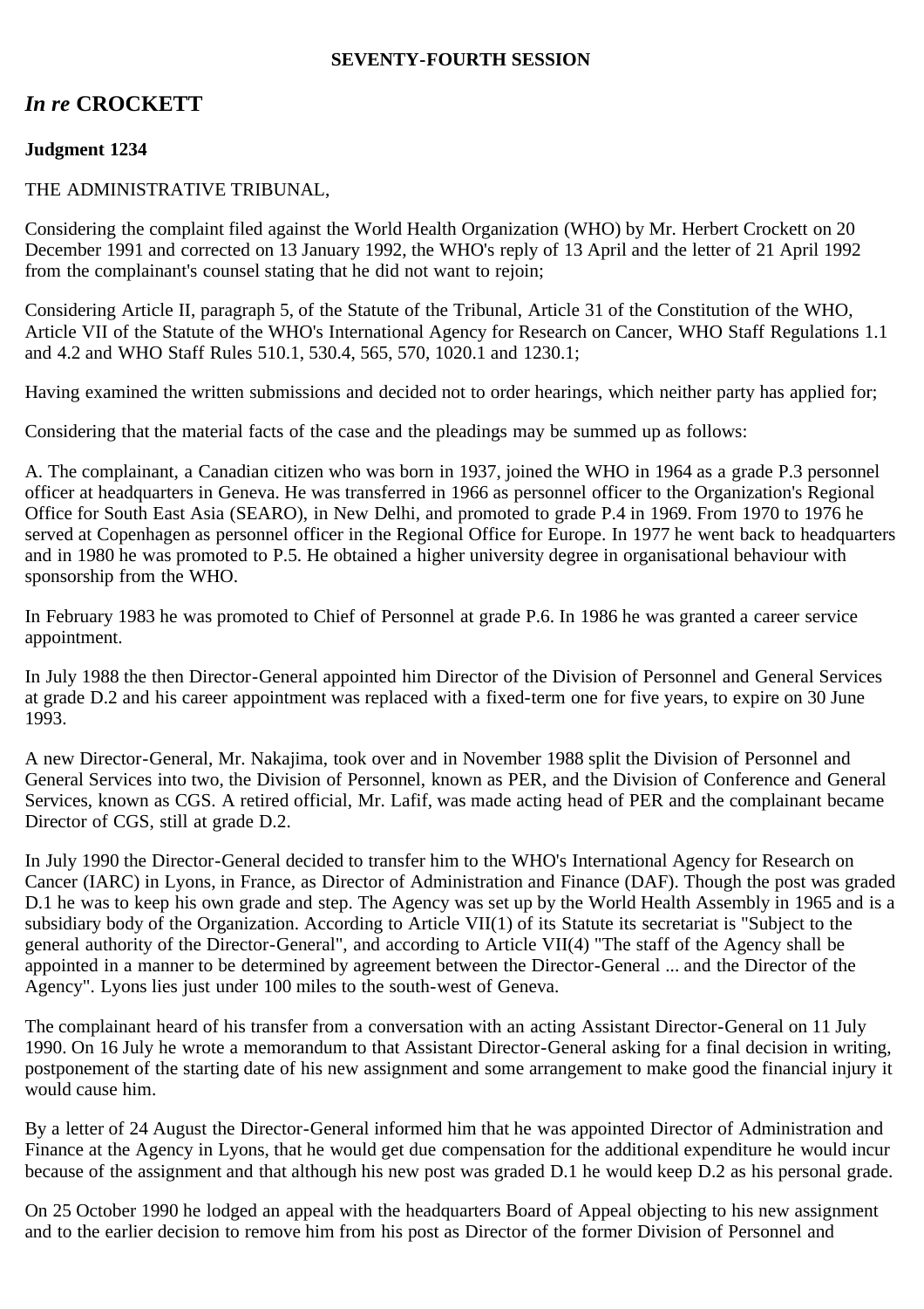**SEVENTY-FOURTH SESSION**

## *In re* CROCKETT

**Judgment 1234**

THE ADMINISTRATIVE TRIBUNAL,

Considering the complaint filed against the World Health Organization (WHO) by Mr. Herbert Crockett on 20 December 1991 and corrected on 13 January 1992, the WHO's reply of 13 April and the letter of 21 April 1992 from the complainant's counsel stating that he did not want to rejoin;

Considering Article II, paragraph 5, of the Statute of the Tribunal, Article 31 of the Constitution of the WHO, Article VII of the Statute of the WHO's International Agency for Research on Cancer, WHO Staff Regulations 1.1 and 4.2 and WHO Staff Rules 510.1, 530.4, 565, 570, 1020.1 and 1230.1;

Having examined the written submissions and decided not to order hearings, which neither party has applied for;

Considering that the material facts of the case and the pleadings may be summed up as follows:

A. The complainant, a Canadian citizen who was born in 1937, joined the WHO in 1964 as a grade P.3 personnel officer at headquarters in Geneva. He was transferred in 1966 as personnel officer to the Organization's Regional Office for South East Asia (SEARO), in New Delhi, and promoted to grade P.4 in 1969. From 1970 to 1976 he served at Copenhagen as personnel officer in the Regional Office for Europe. In 1977 he went back to headquarters and in 1980 he was promoted to P.5. He obtained a higher university degree in organisational behaviour with sponsorship from the WHO.

In February 1983 he was promoted to Chief of Personnel at grade P.6. In 1986 he was granted a career service appointment.

In July 1988 the then Director-General appointed him Director of the Division of Personnel and General Services at grade D.2 and his career appointment was replaced with a fixed-term one for five years, to expire on 30 June 1993.

A new Director-General, Mr. Nakajima, took over and in November 1988 split the Division of Personnel and General Services into two, the Division of Personnel, known as PER, and the Division of Conference and General Services, known as CGS. A retired official, Mr. Lafif, was made acting head of PER and the complainant became Director of CGS, still at grade D.2.

In July 1990 the Director-General decided to transfer him to the WHO's International Agency for Research on Cancer (IARC) in Lyons, in France, as Director of Administration and Finance (DAF). Though the post was graded D.1 he was to keep his own grade and step. The Agency was set up by the World Health Assembly in 1965 and is a subsidiary body of the Organization. According to Article VII(1) of its Statute its secretariat is "Subject to the general authority of the Director-General", and according to Article VII(4) "The staff of the Agency shall be appointed in a manner to be determined by agreement between the Director-General ... and the Director of the Agency". Lyons lies just under 100 miles to the south-west of Geneva.

The complainant heard of his transfer from a conversation with an acting Assistant Director-General on 11 July 1990. On 16 July he wrote a memorandum to that Assistant Director-General asking for a final decision in writing, postponement of the starting date of his new assignment and some arrangement to make good the financial injury it would cause him.

By a letter of 24 August the Director-General informed him that he was appointed Director of Administration and Finance at the Agency in Lyons, that he would get due compensation for the additional expenditure he would incur because of the assignment and that although his new post was graded D.1 he would keep D.2 as his personal grade.

On 25 October 1990 he lodged an appeal with the headquarters Board of Appeal objecting to his new assignment and to the earlier decision to remove him from his post as Director of the former Division of Personnel and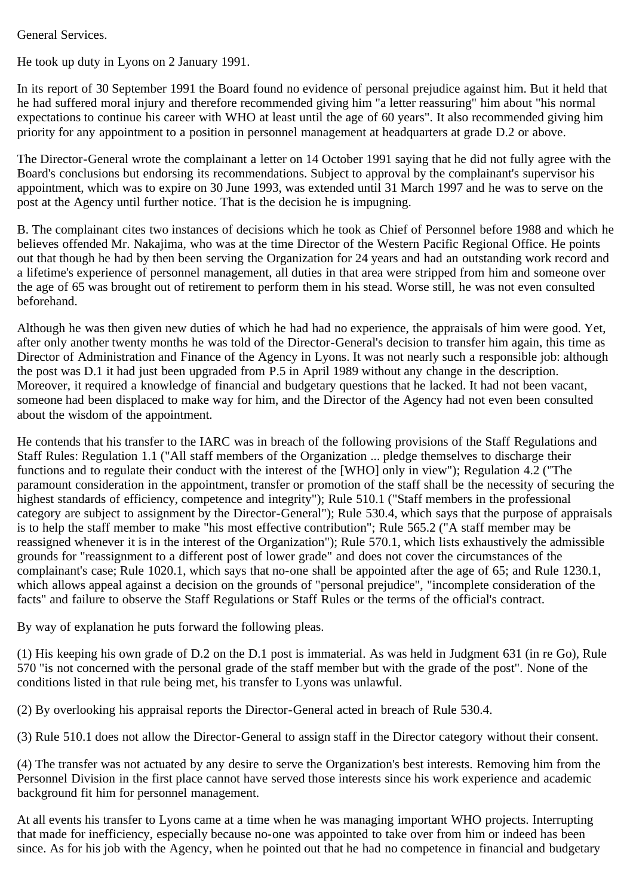General Services.

He took up duty in Lyons on 2 January 1991.

In its report of 30 September 1991 the Board found no evidence of personal prejudice against him. But it held that he had suffered moral injury and therefore recommended giving him "a letter reassuring" him about "his normal expectations to continue his career with WHO at least until the age of 60 years". It also recommended giving him priority for any appointment to a position in personnel management at headquarters at grade D.2 or above.

The Director-General wrote the complainant a letter on 14 October 1991 saying that he did not fully agree with the Board's conclusions but endorsing its recommendations. Subject to approval by the complainant's supervisor his appointment, which was to expire on 30 June 1993, was extended until 31 March 1997 and he was to serve on the post at the Agency until further notice. That is the decision he is impugning.

B. The complainant cites two instances of decisions which he took as Chief of Personnel before 1988 and which he believes offended Mr. Nakajima, who was at the time Director of the Western Pacific Regional Office. He points out that though he had by then been serving the Organization for 24 years and had an outstanding work record and a lifetime's experience of personnel management, all duties in that area were stripped from him and someone over the age of 65 was brought out of retirement to perform them in his stead. Worse still, he was not even consulted beforehand.

Although he was then given new duties of which he had had no experience, the appraisals of him were good. Yet, after only another twenty months he was told of the Director-General's decision to transfer him again, this time as Director of Administration and Finance of the Agency in Lyons. It was not nearly such a responsible job: although the post was D.1 it had just been upgraded from P.5 in April 1989 without any change in the description. Moreover, it required a knowledge of financial and budgetary questions that he lacked. It had not been vacant, someone had been displaced to make way for him, and the Director of the Agency had not even been consulted about the wisdom of the appointment.

He contends that his transfer to the IARC was in breach of the following provisions of the Staff Regulations and Staff Rules: Regulation 1.1 ("All staff members of the Organization ... pledge themselves to discharge their functions and to regulate their conduct with the interest of the [WHO] only in view"); Regulation 4.2 ("The paramount consideration in the appointment, transfer or promotion of the staff shall be the necessity of securing the highest standards of efficiency, competence and integrity"); Rule 510.1 ("Staff members in the professional category are subject to assignment by the Director-General"); Rule 530.4, which says that the purpose of appraisals is to help the staff member to make "his most effective contribution"; Rule 565.2 ("A staff member may be reassigned whenever it is in the interest of the Organization"); Rule 570.1, which lists exhaustively the admissible grounds for "reassignment to a different post of lower grade" and does not cover the circumstances of the complainant's case; Rule 1020.1, which says that no-one shall be appointed after the age of 65; and Rule 1230.1, which allows appeal against a decision on the grounds of "personal prejudice", "incomplete consideration of the facts" and failure to observe the Staff Regulations or Staff Rules or the terms of the official's contract.

By way of explanation he puts forward the following pleas.

(1) His keeping his own grade of D.2 on the D.1 post is immaterial. As was held in Judgment 631 (in re Go), Rule 570 "is not concerned with the personal grade of the staff member but with the grade of the post". None of the conditions listed in that rule being met, his transfer to Lyons was unlawful.

(2) By overlooking his appraisal reports the Director-General acted in breach of Rule 530.4.

(3) Rule 510.1 does not allow the Director-General to assign staff in the Director category without their consent.

(4) The transfer was not actuated by any desire to serve the Organization's best interests. Removing him from the Personnel Division in the first place cannot have served those interests since his work experience and academic background fit him for personnel management.

At all events his transfer to Lyons came at a time when he was managing important WHO projects. Interrupting that made for inefficiency, especially because no-one was appointed to take over from him or indeed has been since. As for his job with the Agency, when he pointed out that he had no competence in financial and budgetary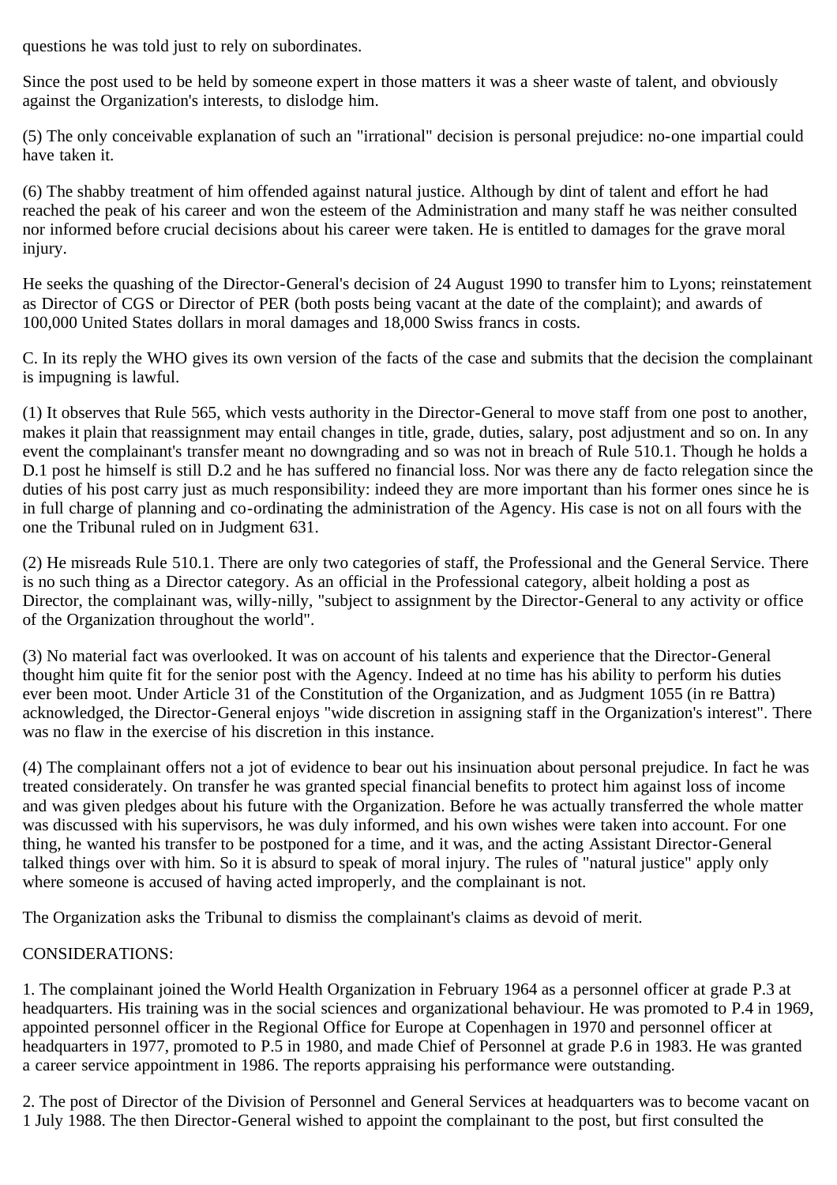questions he was told just to rely on subordinates.

Since the post used to be held by someone expert in those matters it was a sheer waste of talent, and obviously against the Organization's interests, to dislodge him.

(5) The only conceivable explanation of such an "irrational" decision is personal prejudice: no-one impartial could have taken it.

(6) The shabby treatment of him offended against natural justice. Although by dint of talent and effort he had reached the peak of his career and won the esteem of the Administration and many staff he was neither consulted nor informed before crucial decisions about his career were taken. He is entitled to damages for the grave moral injury.

He seeks the quashing of the Director-General's decision of 24 August 1990 to transfer him to Lyons; reinstatement as Director of CGS or Director of PER (both posts being vacant at the date of the complaint); and awards of 100,000 United States dollars in moral damages and 18,000 Swiss francs in costs.

C. In its reply the WHO gives its own version of the facts of the case and submits that the decision the complainant is impugning is lawful.

(1) It observes that Rule 565, which vests authority in the Director-General to move staff from one post to another, makes it plain that reassignment may entail changes in title, grade, duties, salary, post adjustment and so on. In any event the complainant's transfer meant no downgrading and so was not in breach of Rule 510.1. Though he holds a D.1 post he himself is still D.2 and he has suffered no financial loss. Nor was there any de facto relegation since the duties of his post carry just as much responsibility: indeed they are more important than his former ones since he is in full charge of planning and co-ordinating the administration of the Agency. His case is not on all fours with the one the Tribunal ruled on in Judgment 631.

(2) He misreads Rule 510.1. There are only two categories of staff, the Professional and the General Service. There is no such thing as a Director category. As an official in the Professional category, albeit holding a post as Director, the complainant was, willy-nilly, "subject to assignment by the Director-General to any activity or office of the Organization throughout the world".

(3) No material fact was overlooked. It was on account of his talents and experience that the Director-General thought him quite fit for the senior post with the Agency. Indeed at no time has his ability to perform his duties ever been moot. Under Article 31 of the Constitution of the Organization, and as Judgment 1055 (in re Battra) acknowledged, the Director-General enjoys "wide discretion in assigning staff in the Organization's interest". There was no flaw in the exercise of his discretion in this instance.

(4) The complainant offers not a jot of evidence to bear out his insinuation about personal prejudice. In fact he was treated considerately. On transfer he was granted special financial benefits to protect him against loss of income and was given pledges about his future with the Organization. Before he was actually transferred the whole matter was discussed with his supervisors, he was duly informed, and his own wishes were taken into account. For one thing, he wanted his transfer to be postponed for a time, and it was, and the acting Assistant Director-General talked things over with him. So it is absurd to speak of moral injury. The rules of "natural justice" apply only where someone is accused of having acted improperly, and the complainant is not.

The Organization asks the Tribunal to dismiss the complainant's claims as devoid of merit.

CONSIDERATIONS:

1. The complainant joined the World Health Organization in February 1964 as a personnel officer at grade P.3 at headquarters. His training was in the social sciences and organizational behaviour. He was promoted to P.4 in 1969, appointed personnel officer in the Regional Office for Europe at Copenhagen in 1970 and personnel officer at headquarters in 1977, promoted to P.5 in 1980, and made Chief of Personnel at grade P.6 in 1983. He was granted a career service appointment in 1986. The reports appraising his performance were outstanding.

2. The post of Director of the Division of Personnel and General Services at headquarters was to become vacant on 1 July 1988. The then Director-General wished to appoint the complainant to the post, but first consulted the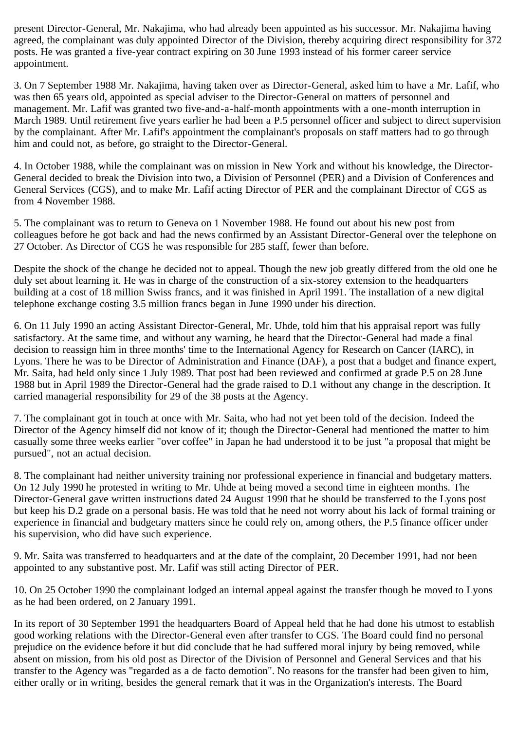present Director-General, Mr. Nakajima, who had already been appointed as his successor. Mr. Nakajima having agreed, the complainant was duly appointed Director of the Division, thereby acquiring direct responsibility for 372 posts. He was granted a five-year contract expiring on 30 June 1993 instead of his former career service appointment.

3. On 7 September 1988 Mr. Nakajima, having taken over as Director-General, asked him to have a Mr. Lafif, who was then 65 years old, appointed as special adviser to the Director-General on matters of personnel and management. Mr. Lafif was granted two five-and-a-half-month appointments with a one-month interruption in March 1989. Until retirement five years earlier he had been a P.5 personnel officer and subject to direct supervision by the complainant. After Mr. Lafif's appointment the complainant's proposals on staff matters had to go through him and could not, as before, go straight to the Director-General.

4. In October 1988, while the complainant was on mission in New York and without his knowledge, the Director-General decided to break the Division into two, a Division of Personnel (PER) and a Division of Conferences and General Services (CGS), and to make Mr. Lafif acting Director of PER and the complainant Director of CGS as from 4 November 1988.

5. The complainant was to return to Geneva on 1 November 1988. He found out about his new post from colleagues before he got back and had the news confirmed by an Assistant Director-General over the telephone on 27 October. As Director of CGS he was responsible for 285 staff, fewer than before.

Despite the shock of the change he decided not to appeal. Though the new job greatly differed from the old one he duly set about learning it. He was in charge of the construction of a six-storey extension to the headquarters building at a cost of 18 million Swiss francs, and it was finished in April 1991. The installation of a new digital telephone exchange costing 3.5 million francs began in June 1990 under his direction.

6. On 11 July 1990 an acting Assistant Director-General, Mr. Uhde, told him that his appraisal report was fully satisfactory. At the same time, and without any warning, he heard that the Director-General had made a final decision to reassign him in three months' time to the International Agency for Research on Cancer (IARC), in Lyons. There he was to be Director of Administration and Finance (DAF), a post that a budget and finance expert, Mr. Saita, had held only since 1 July 1989. That post had been reviewed and confirmed at grade P.5 on 28 June 1988 but in April 1989 the Director-General had the grade raised to D.1 without any change in the description. It carried managerial responsibility for 29 of the 38 posts at the Agency.

7. The complainant got in touch at once with Mr. Saita, who had not yet been told of the decision. Indeed the Director of the Agency himself did not know of it; though the Director-General had mentioned the matter to him casually some three weeks earlier "over coffee" in Japan he had understood it to be just "a proposal that might be pursued", not an actual decision.

8. The complainant had neither university training nor professional experience in financial and budgetary matters. On 12 July 1990 he protested in writing to Mr. Uhde at being moved a second time in eighteen months. The Director-General gave written instructions dated 24 August 1990 that he should be transferred to the Lyons post but keep his D.2 grade on a personal basis. He was told that he need not worry about his lack of formal training or experience in financial and budgetary matters since he could rely on, among others, the P.5 finance officer under his supervision, who did have such experience.

9. Mr. Saita was transferred to headquarters and at the date of the complaint, 20 December 1991, had not been appointed to any substantive post. Mr. Lafif was still acting Director of PER.

10. On 25 October 1990 the complainant lodged an internal appeal against the transfer though he moved to Lyons as he had been ordered, on 2 January 1991.

In its report of 30 September 1991 the headquarters Board of Appeal held that he had done his utmost to establish good working relations with the Director-General even after transfer to CGS. The Board could find no personal prejudice on the evidence before it but did conclude that he had suffered moral injury by being removed, while absent on mission, from his old post as Director of the Division of Personnel and General Services and that his transfer to the Agency was "regarded as a de facto demotion". No reasons for the transfer had been given to him, either orally or in writing, besides the general remark that it was in the Organization's interests. The Board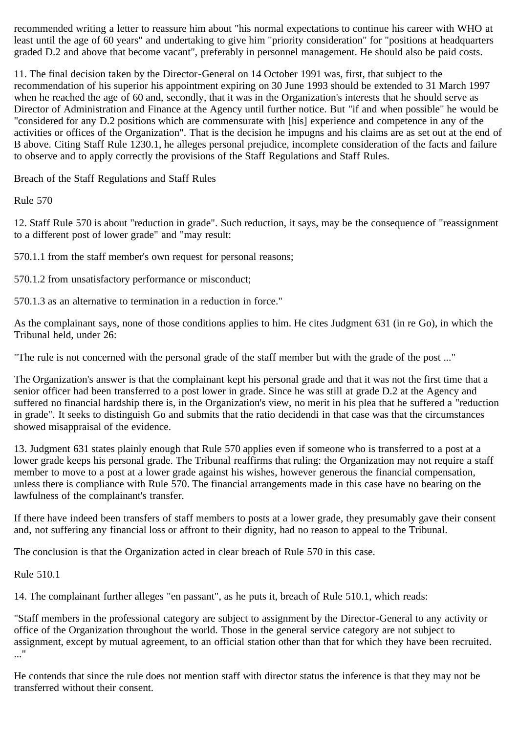recommended writing a letter to reassure him about "his normal expectations to continue his career with WHO at least until the age of 60 years" and undertaking to give him "priority consideration" for "positions at headquarters graded D.2 and above that become vacant", preferably in personnel management. He should also be paid costs.

11. The final decision taken by the Director-General on 14 October 1991 was, first, that subject to the recommendation of his superior his appointment expiring on 30 June 1993 should be extended to 31 March 1997 when he reached the age of 60 and, secondly, that it was in the Organization's interests that he should serve as Director of Administration and Finance at the Agency until further notice. But "if and when possible" he would be "considered for any D.2 positions which are commensurate with [his] experience and competence in any of the activities or offices of the Organization". That is the decision he impugns and his claims are as set out at the end of B above. Citing Staff Rule 1230.1, he alleges personal prejudice, incomplete consideration of the facts and failure to observe and to apply correctly the provisions of the Staff Regulations and Staff Rules.

Breach of the Staff Regulations and Staff Rules

Rule 570

12. Staff Rule 570 is about "reduction in grade". Such reduction, it says, may be the consequence of "reassignment to a different post of lower grade" and "may result:

570.1.1 from the staff member's own request for personal reasons;

570.1.2 from unsatisfactory performance or misconduct;

570.1.3 as an alternative to termination in a reduction in force."

As the complainant says, none of those conditions applies to him. He cites Judgment 631 (in re Go), in which the Tribunal held, under 26:

"The rule is not concerned with the personal grade of the staff member but with the grade of the post ..."

The Organization's answer is that the complainant kept his personal grade and that it was not the first time that a senior officer had been transferred to a post lower in grade. Since he was still at grade D.2 at the Agency and suffered no financial hardship there is, in the Organization's view, no merit in his plea that he suffered a "reduction in grade". It seeks to distinguish Go and submits that the ratio decidendi in that case was that the circumstances showed misappraisal of the evidence.

13. Judgment 631 states plainly enough that Rule 570 applies even if someone who is transferred to a post at a lower grade keeps his personal grade. The Tribunal reaffirms that ruling: the Organization may not require a staff member to move to a post at a lower grade against his wishes, however generous the financial compensation, unless there is compliance with Rule 570. The financial arrangements made in this case have no bearing on the lawfulness of the complainant's transfer.

If there have indeed been transfers of staff members to posts at a lower grade, they presumably gave their consent and, not suffering any financial loss or affront to their dignity, had no reason to appeal to the Tribunal.

The conclusion is that the Organization acted in clear breach of Rule 570 in this case.

Rule 510.1

14. The complainant further alleges "en passant", as he puts it, breach of Rule 510.1, which reads:

"Staff members in the professional category are subject to assignment by the Director-General to any activity or office of the Organization throughout the world. Those in the general service category are not subject to assignment, except by mutual agreement, to an official station other than that for which they have been recruited. ..."

He contends that since the rule does not mention staff with director status the inference is that they may not be transferred without their consent.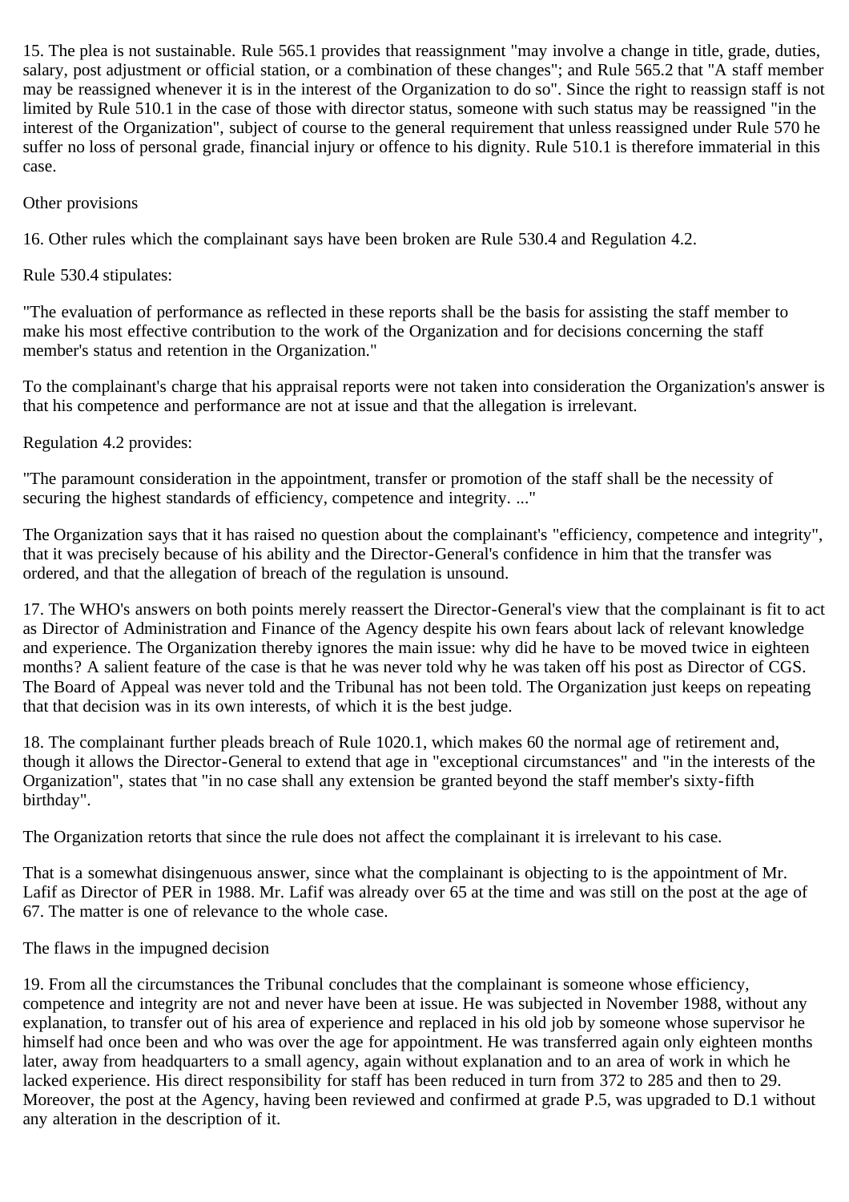15. The plea is not sustainable. Rule 565.1 provides that reassignment "may involve a change in title, grade, duties, salary, post adjustment or official station, or a combination of these changes"; and Rule 565.2 that "A staff member may be reassigned whenever it is in the interest of the Organization to do so". Since the right to reassign staff is not limited by Rule 510.1 in the case of those with director status, someone with such status may be reassigned "in the interest of the Organization", subject of course to the general requirement that unless reassigned under Rule 570 he suffer no loss of personal grade, financial injury or offence to his dignity. Rule 510.1 is therefore immaterial in this case.

Other provisions

16. Other rules which the complainant says have been broken are Rule 530.4 and Regulation 4.2.

Rule 530.4 stipulates:

"The evaluation of performance as reflected in these reports shall be the basis for assisting the staff member to make his most effective contribution to the work of the Organization and for decisions concerning the staff member's status and retention in the Organization."

To the complainant's charge that his appraisal reports were not taken into consideration the Organization's answer is that his competence and performance are not at issue and that the allegation is irrelevant.

Regulation 4.2 provides:

"The paramount consideration in the appointment, transfer or promotion of the staff shall be the necessity of securing the highest standards of efficiency, competence and integrity. ..."

The Organization says that it has raised no question about the complainant's "efficiency, competence and integrity", that it was precisely because of his ability and the Director-General's confidence in him that the transfer was ordered, and that the allegation of breach of the regulation is unsound.

17. The WHO's answers on both points merely reassert the Director-General's view that the complainant is fit to act as Director of Administration and Finance of the Agency despite his own fears about lack of relevant knowledge and experience. The Organization thereby ignores the main issue: why did he have to be moved twice in eighteen months? A salient feature of the case is that he was never told why he was taken off his post as Director of CGS. The Board of Appeal was never told and the Tribunal has not been told. The Organization just keeps on repeating that that decision was in its own interests, of which it is the best judge.

18. The complainant further pleads breach of Rule 1020.1, which makes 60 the normal age of retirement and, though it allows the Director-General to extend that age in "exceptional circumstances" and "in the interests of the Organization", states that "in no case shall any extension be granted beyond the staff member's sixty-fifth birthday".

The Organization retorts that since the rule does not affect the complainant it is irrelevant to his case.

That is a somewhat disingenuous answer, since what the complainant is objecting to is the appointment of Mr. Lafif as Director of PER in 1988. Mr. Lafif was already over 65 at the time and was still on the post at the age of 67. The matter is one of relevance to the whole case.

The flaws in the impugned decision

19. From all the circumstances the Tribunal concludes that the complainant is someone whose efficiency, competence and integrity are not and never have been at issue. He was subjected in November 1988, without any explanation, to transfer out of his area of experience and replaced in his old job by someone whose supervisor he himself had once been and who was over the age for appointment. He was transferred again only eighteen months later, away from headquarters to a small agency, again without explanation and to an area of work in which he lacked experience. His direct responsibility for staff has been reduced in turn from 372 to 285 and then to 29. Moreover, the post at the Agency, having been reviewed and confirmed at grade P.5, was upgraded to D.1 without any alteration in the description of it.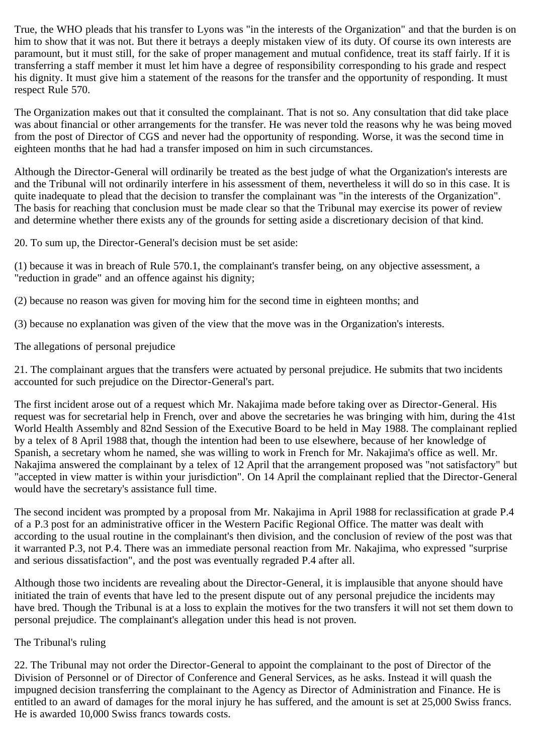True, the WHO pleads that his transfer to Lyons was "in the interests of the Organization" and that the burden is on him to show that it was not. But there it betrays a deeply mistaken view of its duty. Of course its own interests are paramount, but it must still, for the sake of proper management and mutual confidence, treat its staff fairly. If it is transferring a staff member it must let him have a degree of responsibility corresponding to his grade and respect his dignity. It must give him a statement of the reasons for the transfer and the opportunity of responding. It must respect Rule 570.

The Organization makes out that it consulted the complainant. That is not so. Any consultation that did take place was about financial or other arrangements for the transfer. He was never told the reasons why he was being moved from the post of Director of CGS and never had the opportunity of responding. Worse, it was the second time in eighteen months that he had had a transfer imposed on him in such circumstances.

Although the Director-General will ordinarily be treated as the best judge of what the Organization's interests are and the Tribunal will not ordinarily interfere in his assessment of them, nevertheless it will do so in this case. It is quite inadequate to plead that the decision to transfer the complainant was "in the interests of the Organization". The basis for reaching that conclusion must be made clear so that the Tribunal may exercise its power of review and determine whether there exists any of the grounds for setting aside a discretionary decision of that kind.

20. To sum up, the Director-General's decision must be set aside:

(1) because it was in breach of Rule 570.1, the complainant's transfer being, on any objective assessment, a "reduction in grade" and an offence against his dignity;

(2) because no reason was given for moving him for the second time in eighteen months; and

(3) because no explanation was given of the view that the move was in the Organization's interests.

The allegations of personal prejudice

21. The complainant argues that the transfers were actuated by personal prejudice. He submits that two incidents accounted for such prejudice on the Director-General's part.

The first incident arose out of a request which Mr. Nakajima made before taking over as Director-General. His request was for secretarial help in French, over and above the secretaries he was bringing with him, during the 41st World Health Assembly and 82nd Session of the Executive Board to be held in May 1988. The complainant replied by a telex of 8 April 1988 that, though the intention had been to use elsewhere, because of her knowledge of Spanish, a secretary whom he named, she was willing to work in French for Mr. Nakajima's office as well. Mr. Nakajima answered the complainant by a telex of 12 April that the arrangement proposed was "not satisfactory" but "accepted in view matter is within your jurisdiction". On 14 April the complainant replied that the Director-General would have the secretary's assistance full time.

The second incident was prompted by a proposal from Mr. Nakajima in April 1988 for reclassification at grade P.4 of a P.3 post for an administrative officer in the Western Pacific Regional Office. The matter was dealt with according to the usual routine in the complainant's then division, and the conclusion of review of the post was that it warranted P.3, not P.4. There was an immediate personal reaction from Mr. Nakajima, who expressed "surprise and serious dissatisfaction", and the post was eventually regraded P.4 after all.

Although those two incidents are revealing about the Director-General, it is implausible that anyone should have initiated the train of events that have led to the present dispute out of any personal prejudice the incidents may have bred. Though the Tribunal is at a loss to explain the motives for the two transfers it will not set them down to personal prejudice. The complainant's allegation under this head is not proven.

The Tribunal's ruling

22. The Tribunal may not order the Director-General to appoint the complainant to the post of Director of the Division of Personnel or of Director of Conference and General Services, as he asks. Instead it will quash the impugned decision transferring the complainant to the Agency as Director of Administration and Finance. He is entitled to an award of damages for the moral injury he has suffered, and the amount is set at 25,000 Swiss francs. He is awarded 10,000 Swiss francs towards costs.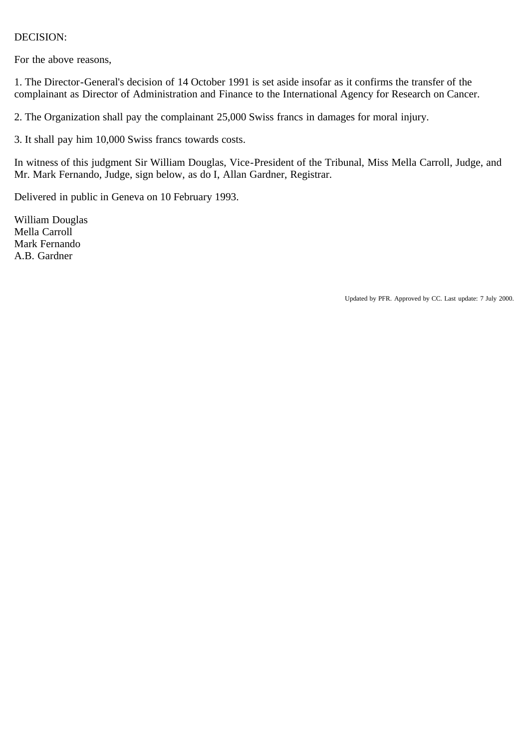DECISION:

For the above reasons,

1. The Director-General's decision of 14 October 1991 is set aside insofar as it confirms the transfer of the complainant as Director of Administration and Finance to the International Agency for Research on Cancer.

2. The Organization shall pay the complainant 25,000 Swiss francs in damages for moral injury.

3. It shall pay him 10,000 Swiss francs towards costs.

In witness of this judgment Sir William Douglas, Vice-President of the Tribunal, Miss Mella Carroll, Judge, and Mr. Mark Fernando, Judge, sign below, as do I, Allan Gardner, Registrar.

Delivered in public in Geneva on 10 February 1993.

William Douglas
Mella Carroll
Mark Fernando
A.B. Gardner

Updated by PFR. Approved by CC. Last update: 7 July 2000.